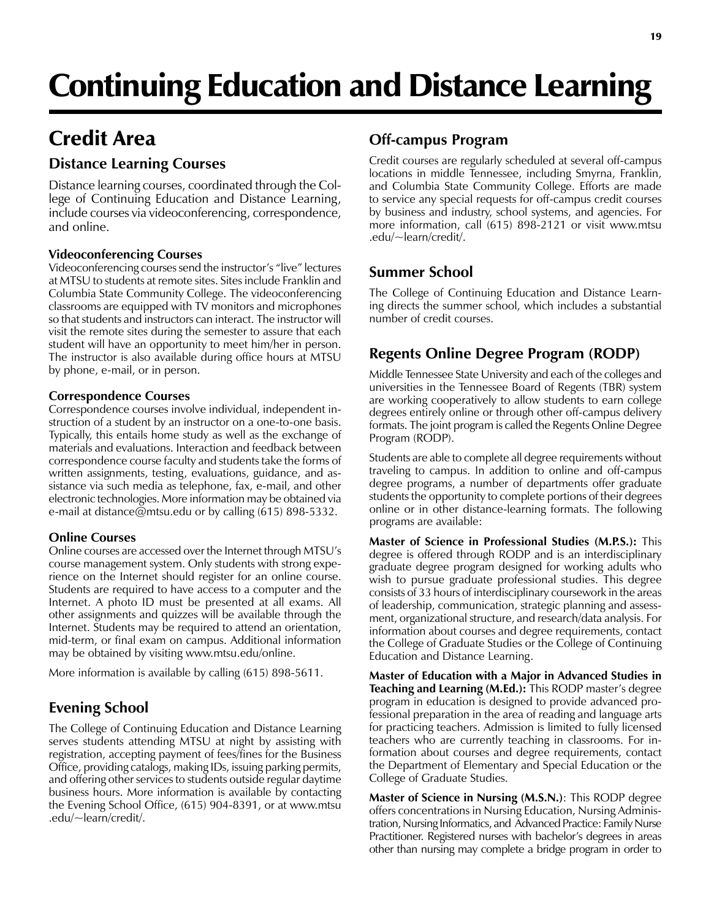# Continuing Education and Distance Learning

## Credit Area

### Distance Learning Courses

Distance learning courses, coordinated through the College of Continuing Education and Distance Learning, include courses via videoconferencing, correspondence, and online.

**Videoconferencing Courses**
Videoconferencing courses send the instructor's "live" lectures at MTSU to students at remote sites. Sites include Franklin and Columbia State Community College. The videoconferencing classrooms are equipped with TV monitors and microphones so that students and instructors can interact. The instructor will visit the remote sites during the semester to assure that each student will have an opportunity to meet him/her in person. The instructor is also available during office hours at MTSU by phone, e-mail, or in person.

**Correspondence Courses**
Correspondence courses involve individual, independent instruction of a student by an instructor on a one-to-one basis. Typically, this entails home study as well as the exchange of materials and evaluations. Interaction and feedback between correspondence course faculty and students take the forms of written assignments, testing, evaluations, guidance, and assistance via such media as telephone, fax, e-mail, and other electronic technologies. More information may be obtained via e-mail at distance@mtsu.edu or by calling (615) 898-5332.

**Online Courses**
Online courses are accessed over the Internet through MTSU's course management system. Only students with strong experience on the Internet should register for an online course. Students are required to have access to a computer and the Internet. A photo ID must be presented at all exams. All other assignments and quizzes will be available through the Internet. Students may be required to attend an orientation, mid-term, or final exam on campus. Additional information may be obtained by visiting www.mtsu.edu/online.

More information is available by calling (615) 898-5611.

### Evening School

The College of Continuing Education and Distance Learning serves students attending MTSU at night by assisting with registration, accepting payment of fees/fines for the Business Office, providing catalogs, making IDs, issuing parking permits, and offering other services to students outside regular daytime business hours. More information is available by contacting the Evening School Office, (615) 904-8391, or at www.mtsu.edu/~learn/credit/.

### Off-campus Program

Credit courses are regularly scheduled at several off-campus locations in middle Tennessee, including Smyrna, Franklin, and Columbia State Community College. Efforts are made to service any special requests for off-campus credit courses by business and industry, school systems, and agencies. For more information, call (615) 898-2121 or visit www.mtsu.edu/~learn/credit/.

### Summer School

The College of Continuing Education and Distance Learning directs the summer school, which includes a substantial number of credit courses.

### Regents Online Degree Program (RODP)

Middle Tennessee State University and each of the colleges and universities in the Tennessee Board of Regents (TBR) system are working cooperatively to allow students to earn college degrees entirely online or through other off-campus delivery formats. The joint program is called the Regents Online Degree Program (RODP).

Students are able to complete all degree requirements without traveling to campus. In addition to online and off-campus degree programs, a number of departments offer graduate students the opportunity to complete portions of their degrees online or in other distance-learning formats. The following programs are available:

**Master of Science in Professional Studies (M.P.S.):** This degree is offered through RODP and is an interdisciplinary graduate degree program designed for working adults who wish to pursue graduate professional studies. This degree consists of 33 hours of interdisciplinary coursework in the areas of leadership, communication, strategic planning and assessment, organizational structure, and research/data analysis. For information about courses and degree requirements, contact the College of Graduate Studies or the College of Continuing Education and Distance Learning.

**Master of Education with a Major in Advanced Studies in Teaching and Learning (M.Ed.):** This RODP master's degree program in education is designed to provide advanced professional preparation in the area of reading and language arts for practicing teachers. Admission is limited to fully licensed teachers who are currently teaching in classrooms. For information about courses and degree requirements, contact the Department of Elementary and Special Education or the College of Graduate Studies.

**Master of Science in Nursing (M.S.N.)**: This RODP degree offers concentrations in Nursing Education, Nursing Administration, Nursing Informatics, and Advanced Practice: Family Nurse Practitioner. Registered nurses with bachelor's degrees in areas other than nursing may complete a bridge program in order to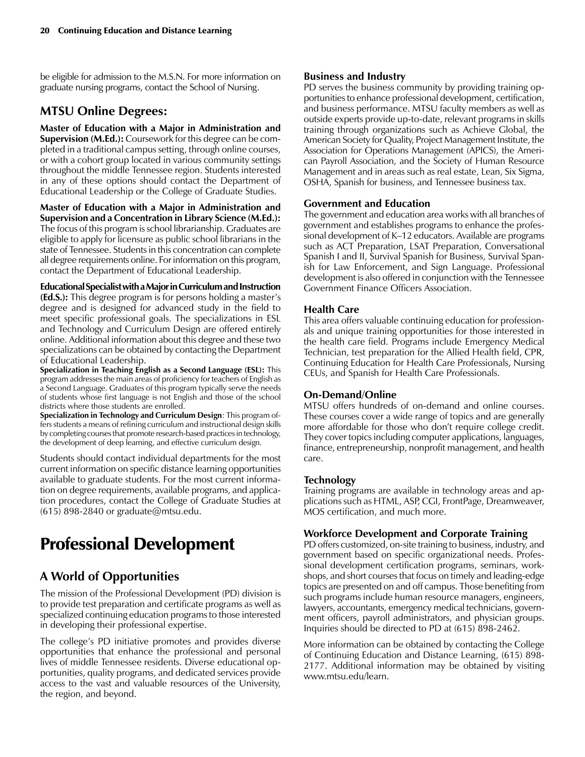be eligible for admission to the M.S.N. For more information on graduate nursing programs, contact the School of Nursing.

## MTSU Online Degrees:

**Master of Education with a Major in Administration and Supervision (M.Ed.):** Coursework for this degree can be completed in a traditional campus setting, through online courses, or with a cohort group located in various community settings throughout the middle Tennessee region. Students interested in any of these options should contact the Department of Educational Leadership or the College of Graduate Studies.

**Master of Education with a Major in Administration and Supervision and a Concentration in Library Science (M.Ed.):** The focus of this program is school librarianship. Graduates are eligible to apply for licensure as public school librarians in the state of Tennessee. Students in this concentration can complete all degree requirements online. For information on this program, contact the Department of Educational Leadership.

**Educational Specialist with a Major in Curriculum and Instruction (Ed.S.):** This degree program is for persons holding a master's degree and is designed for advanced study in the field to meet specific professional goals. The specializations in ESL and Technology and Curriculum Design are offered entirely online. Additional information about this degree and these two specializations can be obtained by contacting the Department of Educational Leadership.

**Specialization in Teaching English as a Second Language (ESL):** This program addresses the main areas of proficiency for teachers of English as a Second Language. Graduates of this program typically serve the needs of students whose first language is not English and those of the school districts where those students are enrolled.

**Specialization in Technology and Curriculum Design**: This program offers students a means of refining curriculum and instructional design skills by completing courses that promote research-based practices in technology, the development of deep learning, and effective curriculum design.

Students should contact individual departments for the most current information on specific distance learning opportunities available to graduate students. For the most current information on degree requirements, available programs, and application procedures, contact the College of Graduate Studies at (615) 898-2840 or graduate@mtsu.edu.

# Professional Development

## A World of Opportunities

The mission of the Professional Development (PD) division is to provide test preparation and certificate programs as well as specialized continuing education programs to those interested in developing their professional expertise.

The college's PD initiative promotes and provides diverse opportunities that enhance the professional and personal lives of middle Tennessee residents. Diverse educational opportunities, quality programs, and dedicated services provide access to the vast and valuable resources of the University, the region, and beyond.

### Business and Industry

PD serves the business community by providing training opportunities to enhance professional development, certification, and business performance. MTSU faculty members as well as outside experts provide up-to-date, relevant programs in skills training through organizations such as Achieve Global, the American Society for Quality, Project Management Institute, the Association for Operations Management (APICS), the American Payroll Association, and the Society of Human Resource Management and in areas such as real estate, Lean, Six Sigma, OSHA, Spanish for business, and Tennessee business tax.

### Government and Education

The government and education area works with all branches of government and establishes programs to enhance the professional development of K–12 educators. Available are programs such as ACT Preparation, LSAT Preparation, Conversational Spanish I and II, Survival Spanish for Business, Survival Spanish for Law Enforcement, and Sign Language. Professional development is also offered in conjunction with the Tennessee Government Finance Officers Association.

### Health Care

This area offers valuable continuing education for professionals and unique training opportunities for those interested in the health care field. Programs include Emergency Medical Technician, test preparation for the Allied Health field, CPR, Continuing Education for Health Care Professionals, Nursing CEUs, and Spanish for Health Care Professionals.

### On-Demand/Online

MTSU offers hundreds of on-demand and online courses. These courses cover a wide range of topics and are generally more affordable for those who don't require college credit. They cover topics including computer applications, languages, finance, entrepreneurship, nonprofit management, and health care.

### Technology

Training programs are available in technology areas and applications such as HTML, ASP, CGI, FrontPage, Dreamweaver, MOS certification, and much more.

### Workforce Development and Corporate Training

PD offers customized, on-site training to business, industry, and government based on specific organizational needs. Professional development certification programs, seminars, workshops, and short courses that focus on timely and leading-edge topics are presented on and off campus. Those benefiting from such programs include human resource managers, engineers, lawyers, accountants, emergency medical technicians, government officers, payroll administrators, and physician groups. Inquiries should be directed to PD at (615) 898-2462.

More information can be obtained by contacting the College of Continuing Education and Distance Learning, (615) 898-2177. Additional information may be obtained by visiting www.mtsu.edu/learn.